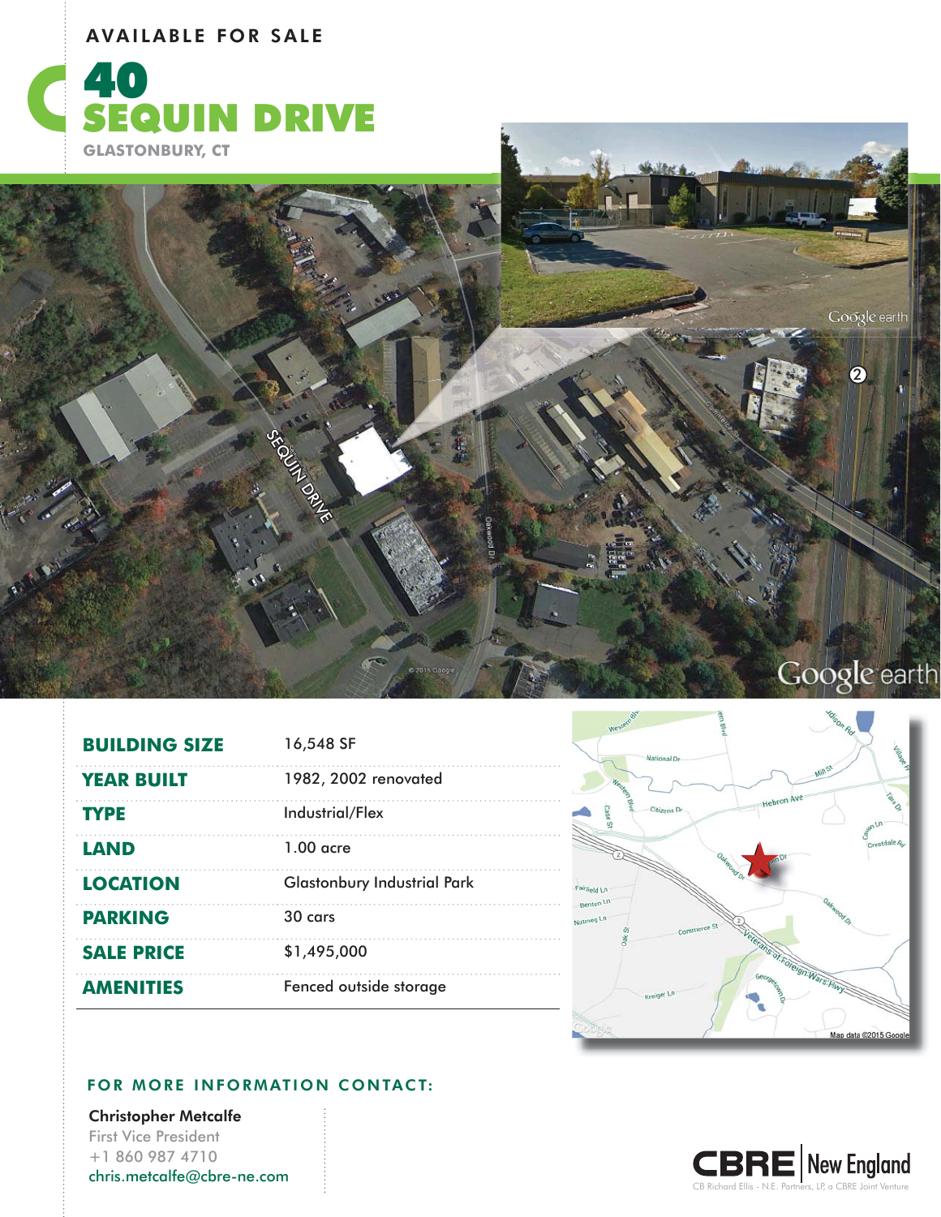AVAILABLE FOR SALE

# 40 SEQUIN DRIVE

GLASTONBURY, CT

| | |
|---|---|
| **BUILDING SIZE** | 16,548 SF |
| **YEAR BUILT** | 1982, 2002 renovated |
| **TYPE** | Industrial/Flex |
| **LAND** | 1.00 acre |
| **LOCATION** | Glastonbury Industrial Park |
| **PARKING** | 30 cars |
| **SALE PRICE** | $1,495,000 |
| **AMENITIES** | Fenced outside storage |

## FOR MORE INFORMATION CONTACT:

**Christopher Metcalfe**
First Vice President
+1 860 987 4710
chris.metcalfe@cbre-ne.com

CBRE | New England
CB Richard Ellis - N.E. Partners, LP, a CBRE Joint Venture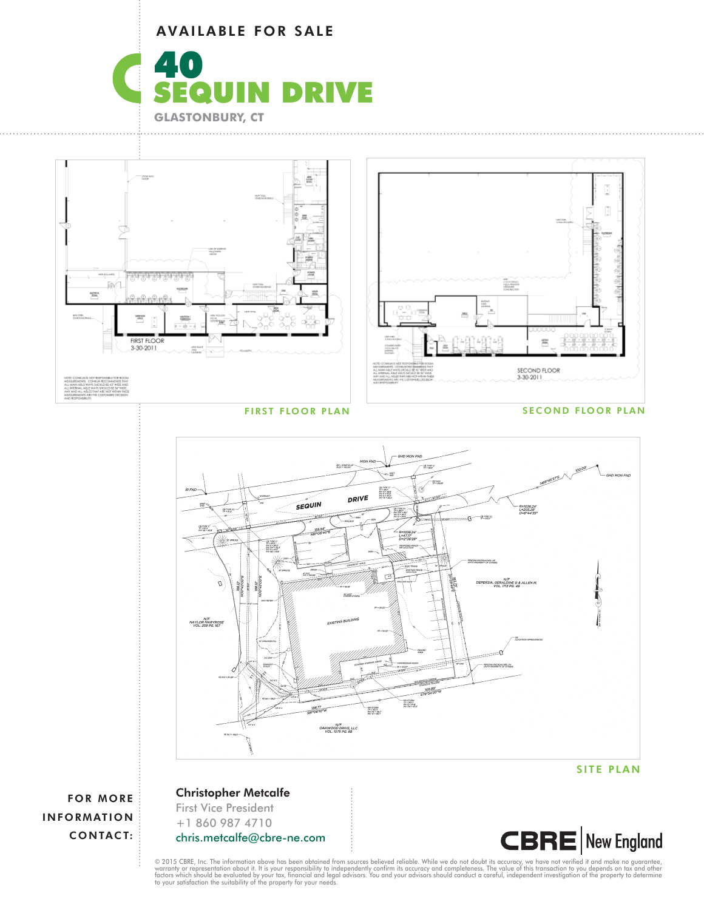AVAILABLE FOR SALE

# 40 SEQUIN DRIVE

**GLASTONBURY, CT**

FIRST FLOOR PLAN

SECOND FLOOR PLAN

SITE PLAN

FOR MORE INFORMATION CONTACT:

**Christopher Metcalfe**
First Vice President
+1 860 987 4710
chris.metcalfe@cbre-ne.com

CBRE | New England

© 2015 CBRE, Inc. The information above has been obtained from sources believed reliable. While we do not doubt its accuracy, we have not verified it and make no guarantee, warranty or representation about it. It is your responsibility to independently confirm its accuracy and completeness. The value of this transaction to you depends on tax and other factors which should be evaluated by your tax, financial and legal advisors. You and your advisors should conduct a careful, independent investigation of the property to determine to your satisfaction the suitability of the property for your needs.